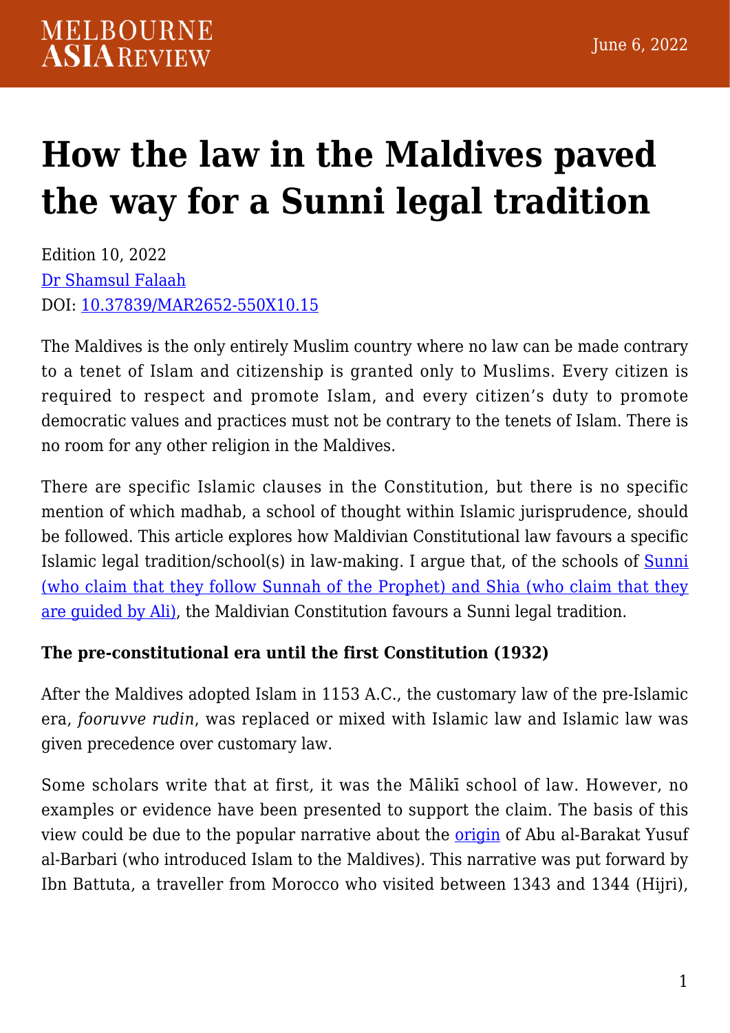# How the law in the Maldives paved the way for a Sunni legal tradition

Edition 10, 2022

[Dr Shamsul Falaah](#)

DOI: [10.37839/MAR2652-550X10.15](#)

The Maldives is the only entirely Muslim country where no law can be made contrary to a tenet of Islam and citizenship is granted only to Muslims. Every citizen is required to respect and promote Islam, and every citizen's duty to promote democratic values and practices must not be contrary to the tenets of Islam. There is no room for any other religion in the Maldives.

There are specific Islamic clauses in the Constitution, but there is no specific mention of which madhab, a school of thought within Islamic jurisprudence, should be followed. This article explores how Maldivian Constitutional law favours a specific Islamic legal tradition/school(s) in law-making. I argue that, of the schools of [Sunni (who claim that they follow Sunnah of the Prophet) and Shia (who claim that they are guided by Ali)](#), the Maldivian Constitution favours a Sunni legal tradition.

**The pre-constitutional era until the first Constitution (1932)**

After the Maldives adopted Islam in 1153 A.C., the customary law of the pre-Islamic era, *fooruvve rudin*, was replaced or mixed with Islamic law and Islamic law was given precedence over customary law.

Some scholars write that at first, it was the Mālikī school of law. However, no examples or evidence have been presented to support the claim. The basis of this view could be due to the popular narrative about the [origin](#) of Abu al-Barakat Yusuf al-Barbari (who introduced Islam to the Maldives). This narrative was put forward by Ibn Battuta, a traveller from Morocco who visited between 1343 and 1344 (Hijri),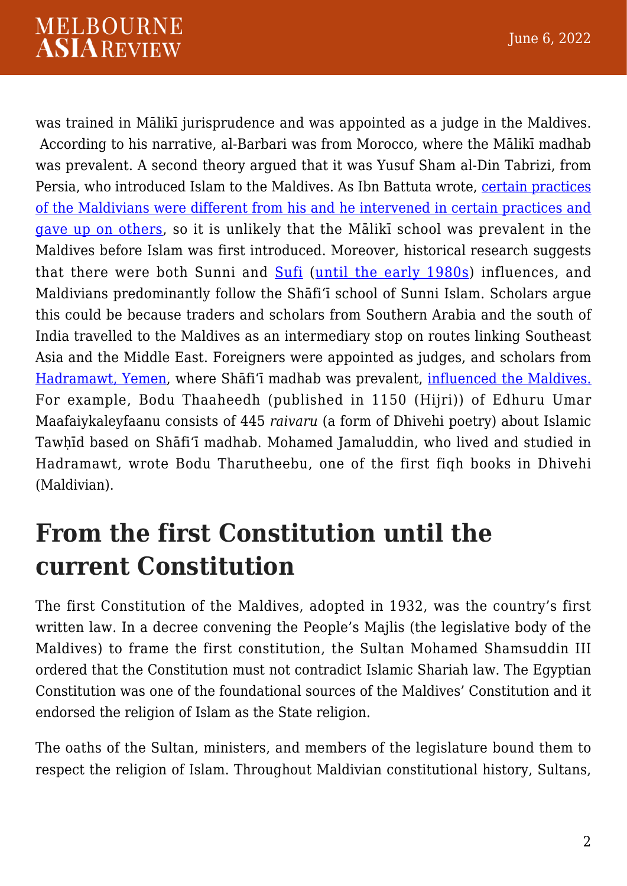was trained in Mālikī jurisprudence and was appointed as a judge in the Maldives. According to his narrative, al-Barbari was from Morocco, where the Mālikī madhab was prevalent. A second theory argued that it was Yusuf Sham al-Din Tabrizi, from Persia, who introduced Islam to the Maldives. As Ibn Battuta wrote, certain practices of the Maldivians were different from his and he intervened in certain practices and gave up on others, so it is unlikely that the Mālikī school was prevalent in the Maldives before Islam was first introduced. Moreover, historical research suggests that there were both Sunni and Sufi (until the early 1980s) influences, and Maldivians predominantly follow the Shāfiʿī school of Sunni Islam. Scholars argue this could be because traders and scholars from Southern Arabia and the south of India travelled to the Maldives as an intermediary stop on routes linking Southeast Asia and the Middle East. Foreigners were appointed as judges, and scholars from Hadramawt, Yemen, where Shāfiʿī madhab was prevalent, influenced the Maldives. For example, Bodu Thaaheedh (published in 1150 (Hijri)) of Edhuru Umar Maafaiykaleyfaanu consists of 445 *raivaru* (a form of Dhivehi poetry) about Islamic Tawḥīd based on Shāfiʿī madhab. Mohamed Jamaluddin, who lived and studied in Hadramawt, wrote Bodu Tharutheebu, one of the first fiqh books in Dhivehi (Maldivian).

## From the first Constitution until the current Constitution

The first Constitution of the Maldives, adopted in 1932, was the country's first written law. In a decree convening the People's Majlis (the legislative body of the Maldives) to frame the first constitution, the Sultan Mohamed Shamsuddin III ordered that the Constitution must not contradict Islamic Shariah law. The Egyptian Constitution was one of the foundational sources of the Maldives' Constitution and it endorsed the religion of Islam as the State religion.

The oaths of the Sultan, ministers, and members of the legislature bound them to respect the religion of Islam. Throughout Maldivian constitutional history, Sultans,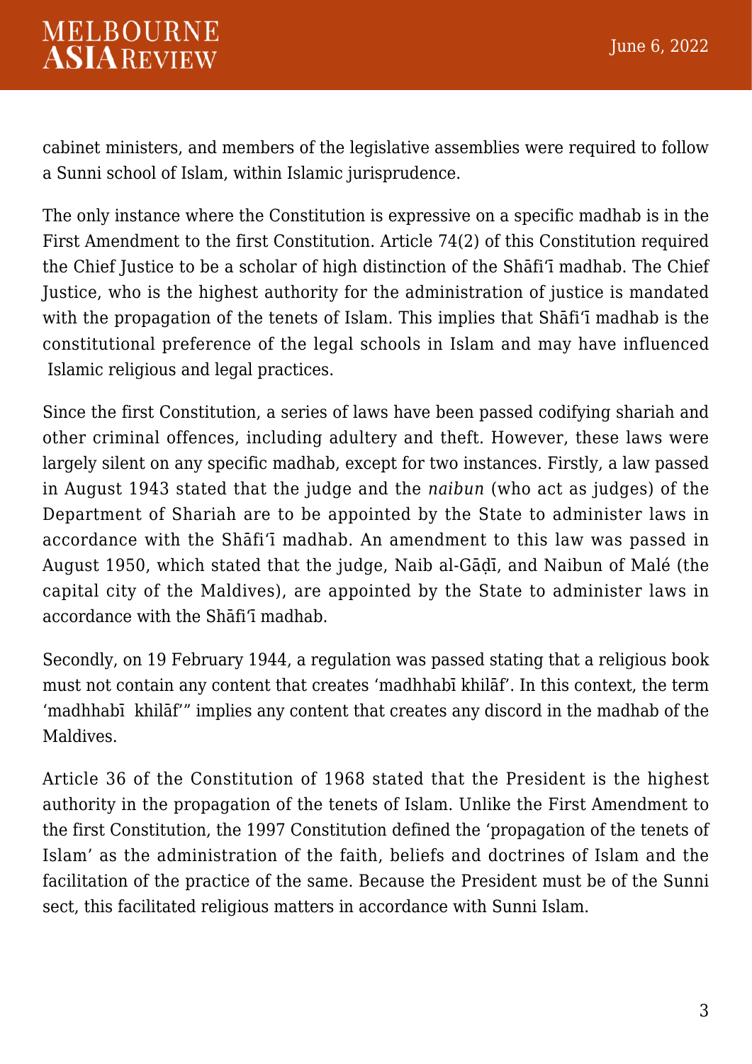cabinet ministers, and members of the legislative assemblies were required to follow a Sunni school of Islam, within Islamic jurisprudence.

The only instance where the Constitution is expressive on a specific madhab is in the First Amendment to the first Constitution. Article 74(2) of this Constitution required the Chief Justice to be a scholar of high distinction of the Shāfiʿī madhab. The Chief Justice, who is the highest authority for the administration of justice is mandated with the propagation of the tenets of Islam. This implies that Shāfiʿī madhab is the constitutional preference of the legal schools in Islam and may have influenced Islamic religious and legal practices.

Since the first Constitution, a series of laws have been passed codifying shariah and other criminal offences, including adultery and theft. However, these laws were largely silent on any specific madhab, except for two instances. Firstly, a law passed in August 1943 stated that the judge and the *naibun* (who act as judges) of the Department of Shariah are to be appointed by the State to administer laws in accordance with the Shāfiʿī madhab. An amendment to this law was passed in August 1950, which stated that the judge, Naib al-Gāḍī, and Naibun of Malé (the capital city of the Maldives), are appointed by the State to administer laws in accordance with the Shāfiʿī madhab.

Secondly, on 19 February 1944, a regulation was passed stating that a religious book must not contain any content that creates 'madhhabī khilāf'. In this context, the term 'madhhabī khilāf'" implies any content that creates any discord in the madhab of the Maldives.

Article 36 of the Constitution of 1968 stated that the President is the highest authority in the propagation of the tenets of Islam. Unlike the First Amendment to the first Constitution, the 1997 Constitution defined the 'propagation of the tenets of Islam' as the administration of the faith, beliefs and doctrines of Islam and the facilitation of the practice of the same. Because the President must be of the Sunni sect, this facilitated religious matters in accordance with Sunni Islam.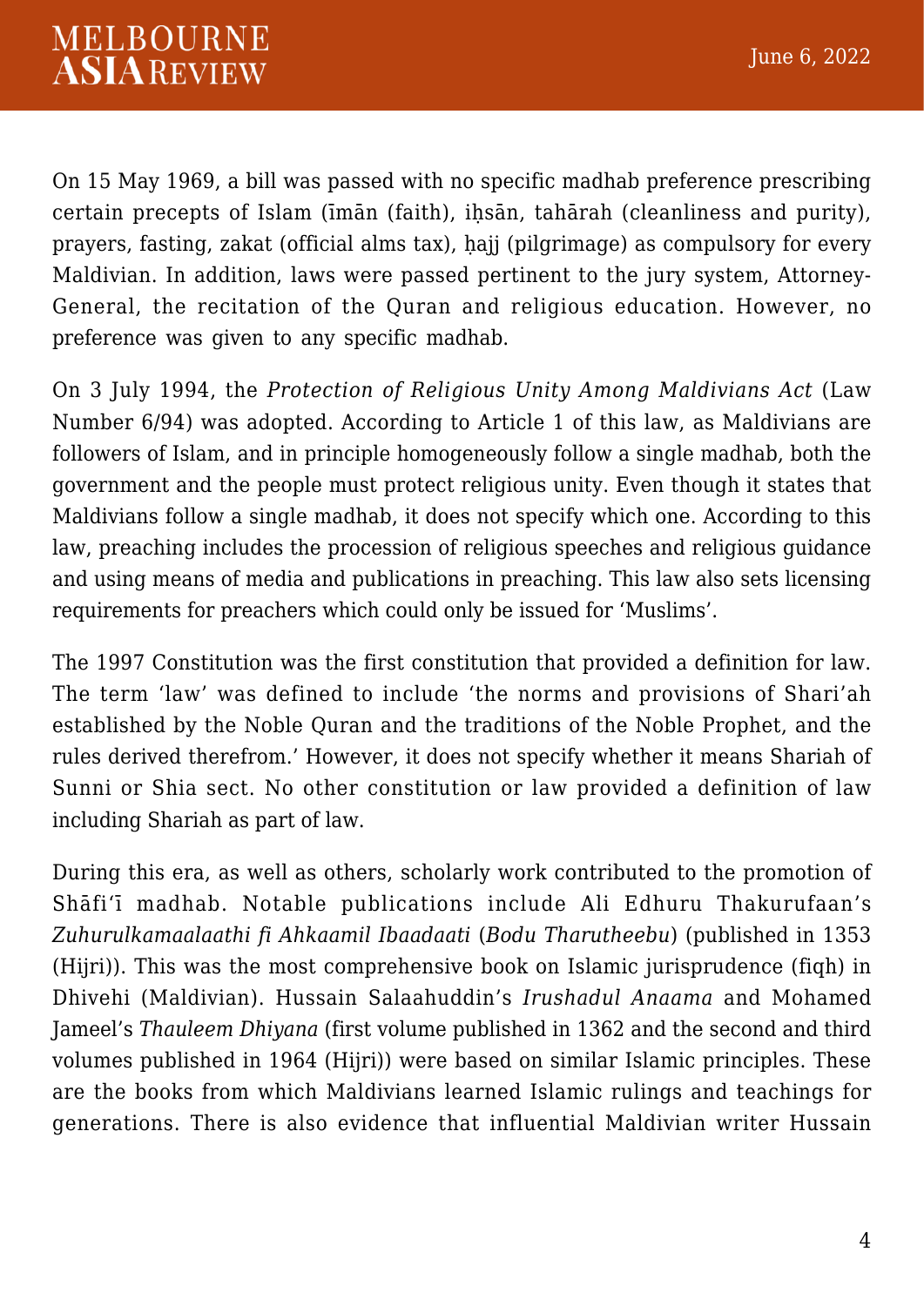On 15 May 1969, a bill was passed with no specific madhab preference prescribing certain precepts of Islam (īmān (faith), iḥsān, tahārah (cleanliness and purity), prayers, fasting, zakat (official alms tax), ḥajj (pilgrimage) as compulsory for every Maldivian. In addition, laws were passed pertinent to the jury system, Attorney-General, the recitation of the Quran and religious education. However, no preference was given to any specific madhab.

On 3 July 1994, the *Protection of Religious Unity Among Maldivians Act* (Law Number 6/94) was adopted. According to Article 1 of this law, as Maldivians are followers of Islam, and in principle homogeneously follow a single madhab, both the government and the people must protect religious unity. Even though it states that Maldivians follow a single madhab, it does not specify which one. According to this law, preaching includes the procession of religious speeches and religious guidance and using means of media and publications in preaching. This law also sets licensing requirements for preachers which could only be issued for 'Muslims'.

The 1997 Constitution was the first constitution that provided a definition for law. The term 'law' was defined to include 'the norms and provisions of Shari'ah established by the Noble Quran and the traditions of the Noble Prophet, and the rules derived therefrom.' However, it does not specify whether it means Shariah of Sunni or Shia sect. No other constitution or law provided a definition of law including Shariah as part of law.

During this era, as well as others, scholarly work contributed to the promotion of Shāfiʿī madhab. Notable publications include Ali Edhuru Thakurufaan's *Zuhurulkamaalaathi fi Ahkaamil Ibaadaati* (*Bodu Tharutheebu*) (published in 1353 (Hijri)). This was the most comprehensive book on Islamic jurisprudence (fiqh) in Dhivehi (Maldivian). Hussain Salaahuddin's *Irushadul Anaama* and Mohamed Jameel's *Thauleem Dhiyana* (first volume published in 1362 and the second and third volumes published in 1964 (Hijri)) were based on similar Islamic principles. These are the books from which Maldivians learned Islamic rulings and teachings for generations. There is also evidence that influential Maldivian writer Hussain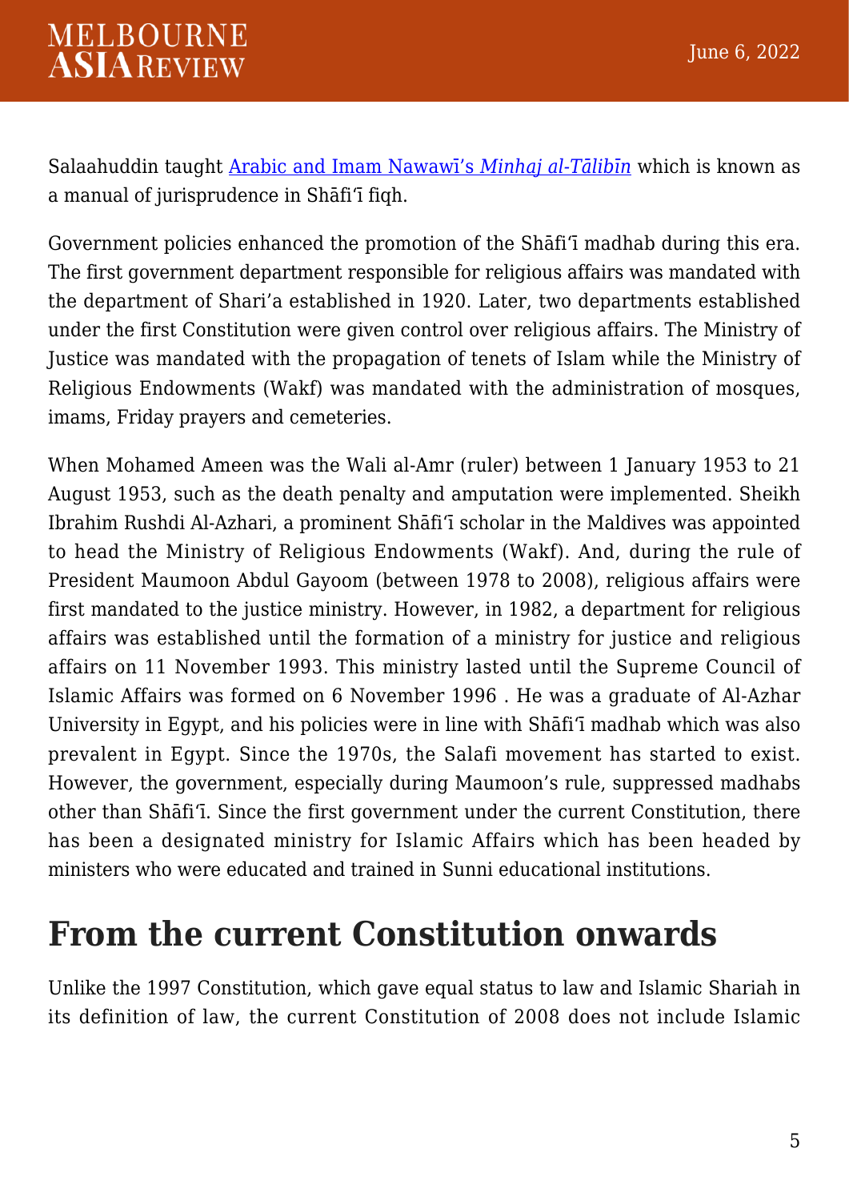Salaahuddin taught [Arabic and Imam Nawawī's *Minhaj al-Tālibīn*]() which is known as a manual of jurisprudence in Shāfi'ī fiqh.

Government policies enhanced the promotion of the Shāfi'ī madhab during this era. The first government department responsible for religious affairs was mandated with the department of Shari'a established in 1920. Later, two departments established under the first Constitution were given control over religious affairs. The Ministry of Justice was mandated with the propagation of tenets of Islam while the Ministry of Religious Endowments (Wakf) was mandated with the administration of mosques, imams, Friday prayers and cemeteries.

When Mohamed Ameen was the Wali al-Amr (ruler) between 1 January 1953 to 21 August 1953, such as the death penalty and amputation were implemented. Sheikh Ibrahim Rushdi Al-Azhari, a prominent Shāfi'ī scholar in the Maldives was appointed to head the Ministry of Religious Endowments (Wakf). And, during the rule of President Maumoon Abdul Gayoom (between 1978 to 2008), religious affairs were first mandated to the justice ministry. However, in 1982, a department for religious affairs was established until the formation of a ministry for justice and religious affairs on 11 November 1993. This ministry lasted until the Supreme Council of Islamic Affairs was formed on 6 November 1996 . He was a graduate of Al-Azhar University in Egypt, and his policies were in line with Shāfi'ī madhab which was also prevalent in Egypt. Since the 1970s, the Salafi movement has started to exist. However, the government, especially during Maumoon's rule, suppressed madhabs other than Shāfi'ī. Since the first government under the current Constitution, there has been a designated ministry for Islamic Affairs which has been headed by ministers who were educated and trained in Sunni educational institutions.

## From the current Constitution onwards

Unlike the 1997 Constitution, which gave equal status to law and Islamic Shariah in its definition of law, the current Constitution of 2008 does not include Islamic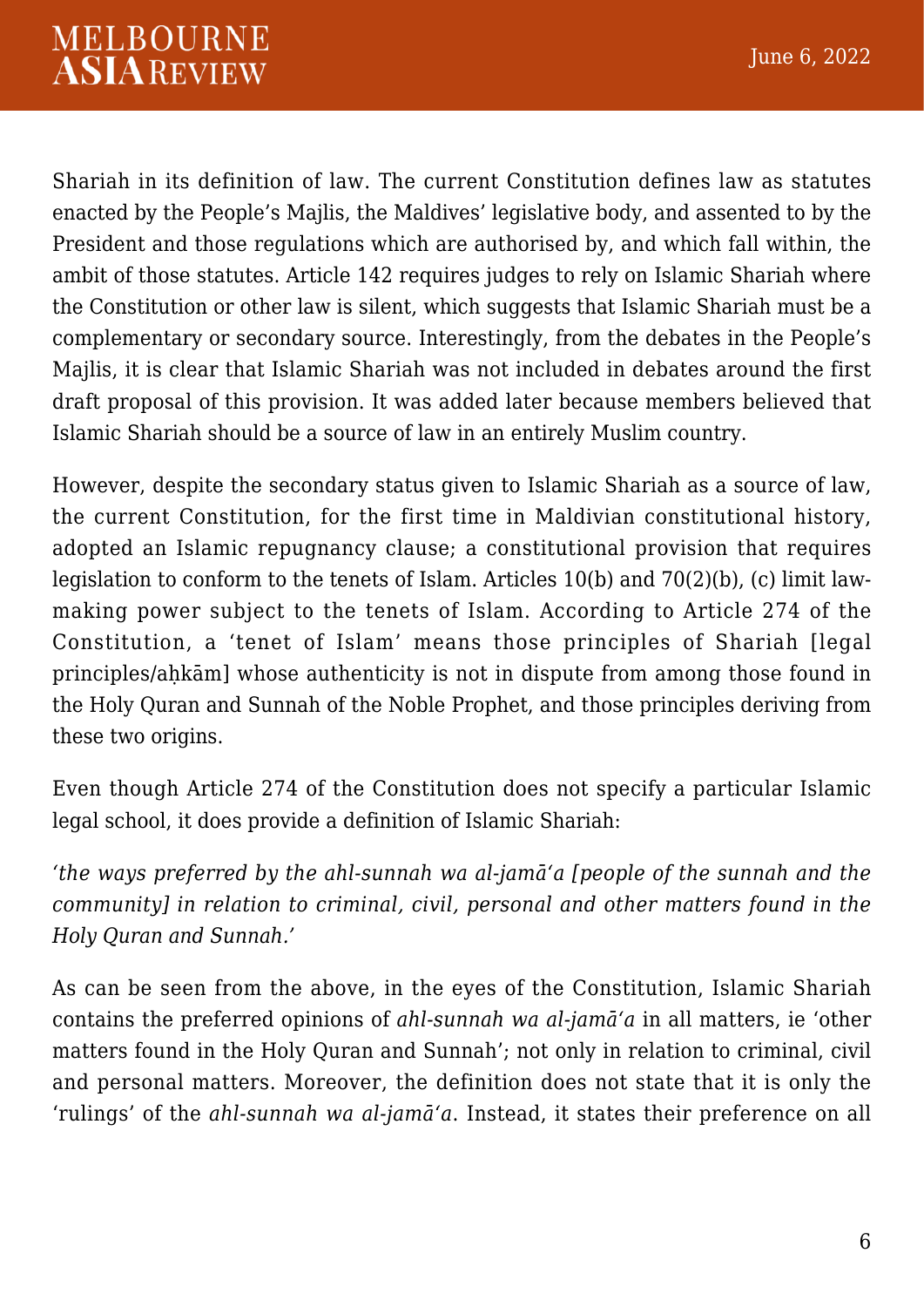Shariah in its definition of law. The current Constitution defines law as statutes enacted by the People's Majlis, the Maldives' legislative body, and assented to by the President and those regulations which are authorised by, and which fall within, the ambit of those statutes. Article 142 requires judges to rely on Islamic Shariah where the Constitution or other law is silent, which suggests that Islamic Shariah must be a complementary or secondary source. Interestingly, from the debates in the People's Majlis, it is clear that Islamic Shariah was not included in debates around the first draft proposal of this provision. It was added later because members believed that Islamic Shariah should be a source of law in an entirely Muslim country.

However, despite the secondary status given to Islamic Shariah as a source of law, the current Constitution, for the first time in Maldivian constitutional history, adopted an Islamic repugnancy clause; a constitutional provision that requires legislation to conform to the tenets of Islam. Articles 10(b) and 70(2)(b), (c) limit law-making power subject to the tenets of Islam. According to Article 274 of the Constitution, a 'tenet of Islam' means those principles of Shariah [legal principles/aḥkām] whose authenticity is not in dispute from among those found in the Holy Quran and Sunnah of the Noble Prophet, and those principles deriving from these two origins.

Even though Article 274 of the Constitution does not specify a particular Islamic legal school, it does provide a definition of Islamic Shariah:

*'the ways preferred by the ahl-sunnah wa al-jamāʻa [people of the sunnah and the community] in relation to criminal, civil, personal and other matters found in the Holy Quran and Sunnah.'*

As can be seen from the above, in the eyes of the Constitution, Islamic Shariah contains the preferred opinions of *ahl-sunnah wa al-jamāʻa* in all matters, ie 'other matters found in the Holy Quran and Sunnah'; not only in relation to criminal, civil and personal matters. Moreover, the definition does not state that it is only the 'rulings' of the *ahl-sunnah wa al-jamāʻa*. Instead, it states their preference on all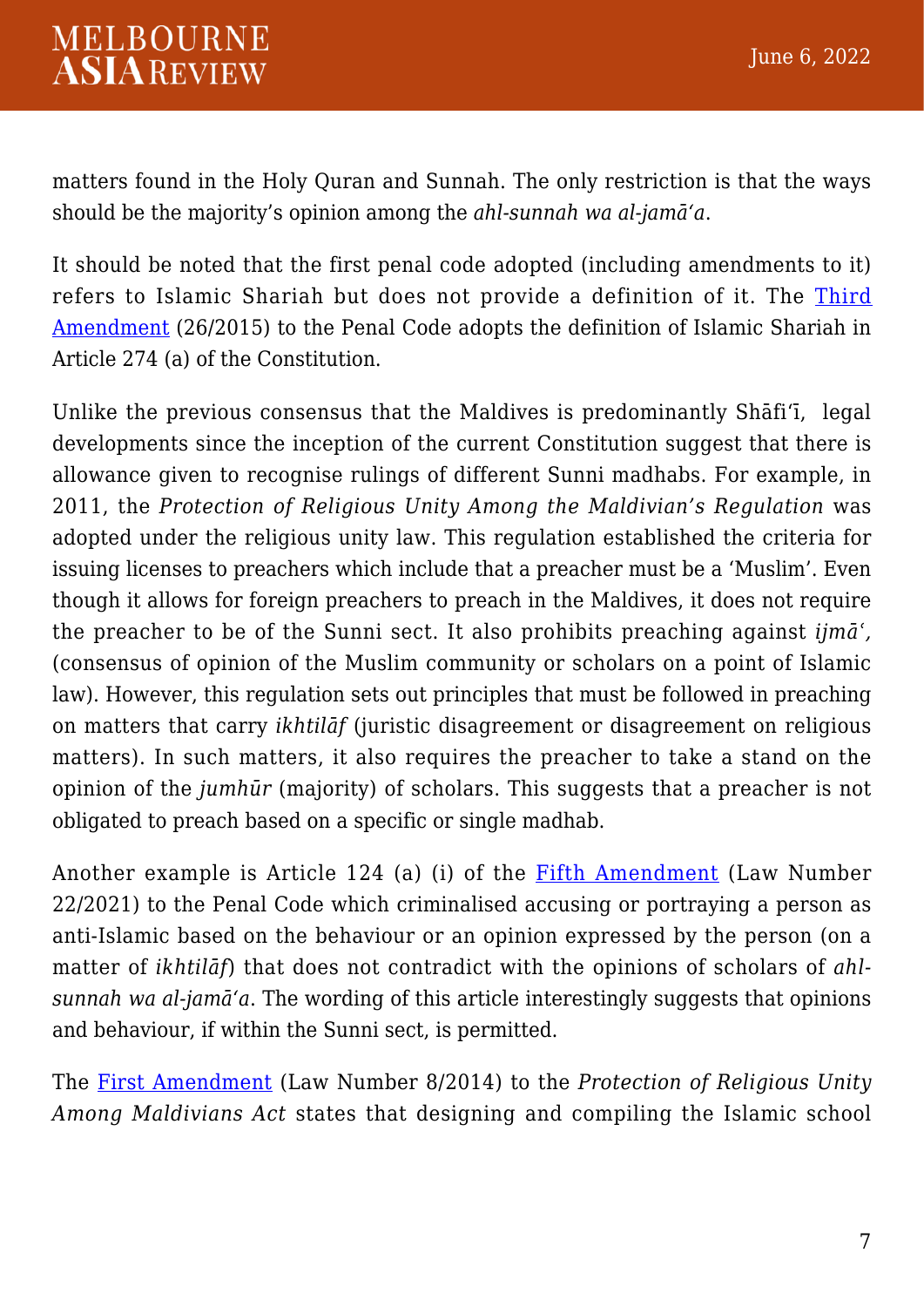matters found in the Holy Quran and Sunnah. The only restriction is that the ways should be the majority's opinion among the *ahl-sunnah wa al-jamāʻa*.

It should be noted that the first penal code adopted (including amendments to it) refers to Islamic Shariah but does not provide a definition of it. The Third Amendment (26/2015) to the Penal Code adopts the definition of Islamic Shariah in Article 274 (a) of the Constitution.

Unlike the previous consensus that the Maldives is predominantly Shāfiʻī, legal developments since the inception of the current Constitution suggest that there is allowance given to recognise rulings of different Sunni madhabs. For example, in 2011, the *Protection of Religious Unity Among the Maldivian's Regulation* was adopted under the religious unity law. This regulation established the criteria for issuing licenses to preachers which include that a preacher must be a 'Muslim'. Even though it allows for foreign preachers to preach in the Maldives, it does not require the preacher to be of the Sunni sect. It also prohibits preaching against *ijmāʿ,* (consensus of opinion of the Muslim community or scholars on a point of Islamic law). However, this regulation sets out principles that must be followed in preaching on matters that carry *ikhtilāf* (juristic disagreement or disagreement on religious matters). In such matters, it also requires the preacher to take a stand on the opinion of the *jumhūr* (majority) of scholars. This suggests that a preacher is not obligated to preach based on a specific or single madhab.

Another example is Article 124 (a) (i) of the Fifth Amendment (Law Number 22/2021) to the Penal Code which criminalised accusing or portraying a person as anti-Islamic based on the behaviour or an opinion expressed by the person (on a matter of *ikhtilāf*) that does not contradict with the opinions of scholars of *ahl-sunnah wa al-jamāʻa*. The wording of this article interestingly suggests that opinions and behaviour, if within the Sunni sect, is permitted.

The First Amendment (Law Number 8/2014) to the *Protection of Religious Unity Among Maldivians Act* states that designing and compiling the Islamic school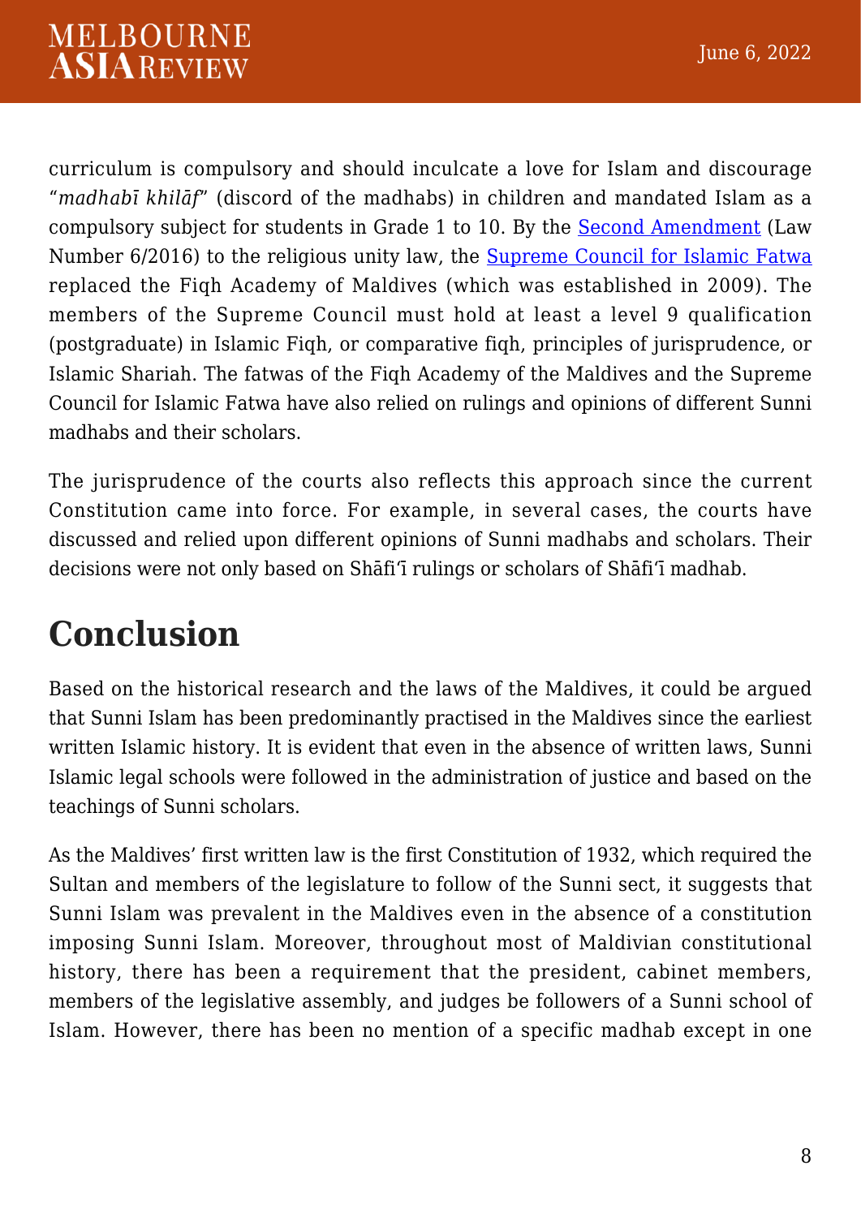curriculum is compulsory and should inculcate a love for Islam and discourage "*madhabī khilāf*" (discord of the madhabs) in children and mandated Islam as a compulsory subject for students in Grade 1 to 10. By the Second Amendment (Law Number 6/2016) to the religious unity law, the Supreme Council for Islamic Fatwa replaced the Fiqh Academy of Maldives (which was established in 2009). The members of the Supreme Council must hold at least a level 9 qualification (postgraduate) in Islamic Fiqh, or comparative fiqh, principles of jurisprudence, or Islamic Shariah. The fatwas of the Fiqh Academy of the Maldives and the Supreme Council for Islamic Fatwa have also relied on rulings and opinions of different Sunni madhabs and their scholars.

The jurisprudence of the courts also reflects this approach since the current Constitution came into force. For example, in several cases, the courts have discussed and relied upon different opinions of Sunni madhabs and scholars. Their decisions were not only based on Shāfiʿī rulings or scholars of Shāfiʿī madhab.

# Conclusion

Based on the historical research and the laws of the Maldives, it could be argued that Sunni Islam has been predominantly practised in the Maldives since the earliest written Islamic history. It is evident that even in the absence of written laws, Sunni Islamic legal schools were followed in the administration of justice and based on the teachings of Sunni scholars.

As the Maldives' first written law is the first Constitution of 1932, which required the Sultan and members of the legislature to follow of the Sunni sect, it suggests that Sunni Islam was prevalent in the Maldives even in the absence of a constitution imposing Sunni Islam. Moreover, throughout most of Maldivian constitutional history, there has been a requirement that the president, cabinet members, members of the legislative assembly, and judges be followers of a Sunni school of Islam. However, there has been no mention of a specific madhab except in one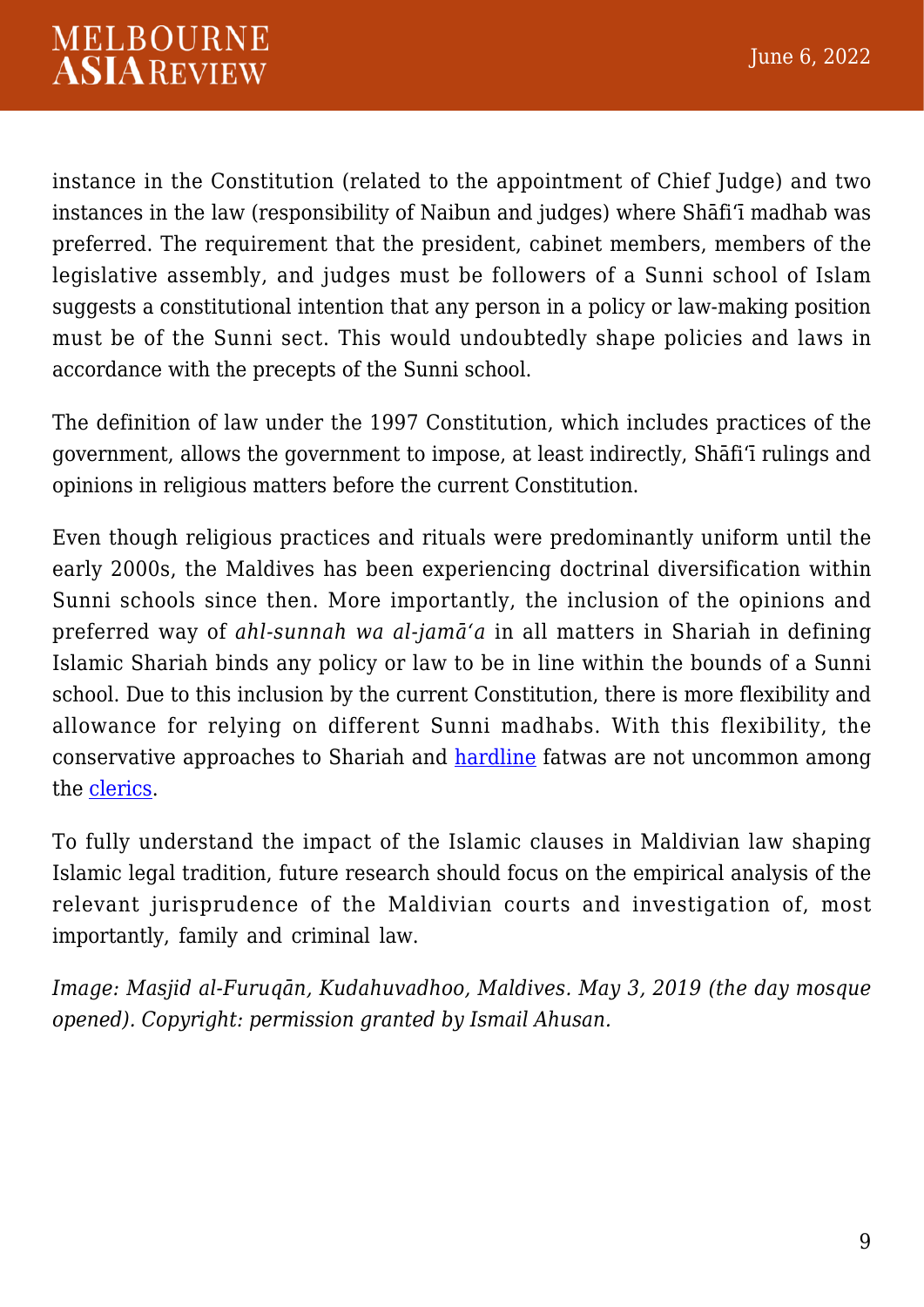instance in the Constitution (related to the appointment of Chief Judge) and two instances in the law (responsibility of Naibun and judges) where Shāfiʿī madhab was preferred. The requirement that the president, cabinet members, members of the legislative assembly, and judges must be followers of a Sunni school of Islam suggests a constitutional intention that any person in a policy or law-making position must be of the Sunni sect. This would undoubtedly shape policies and laws in accordance with the precepts of the Sunni school.

The definition of law under the 1997 Constitution, which includes practices of the government, allows the government to impose, at least indirectly, Shāfiʿī rulings and opinions in religious matters before the current Constitution.

Even though religious practices and rituals were predominantly uniform until the early 2000s, the Maldives has been experiencing doctrinal diversification within Sunni schools since then. More importantly, the inclusion of the opinions and preferred way of *ahl-sunnah wa al-jamāʿa* in all matters in Shariah in defining Islamic Shariah binds any policy or law to be in line within the bounds of a Sunni school. Due to this inclusion by the current Constitution, there is more flexibility and allowance for relying on different Sunni madhabs. With this flexibility, the conservative approaches to Shariah and hardline fatwas are not uncommon among the clerics.

To fully understand the impact of the Islamic clauses in Maldivian law shaping Islamic legal tradition, future research should focus on the empirical analysis of the relevant jurisprudence of the Maldivian courts and investigation of, most importantly, family and criminal law.

*Image: Masjid al-Furuqān, Kudahuvadhoo, Maldives. May 3, 2019 (the day mosque opened). Copyright: permission granted by Ismail Ahusan.*